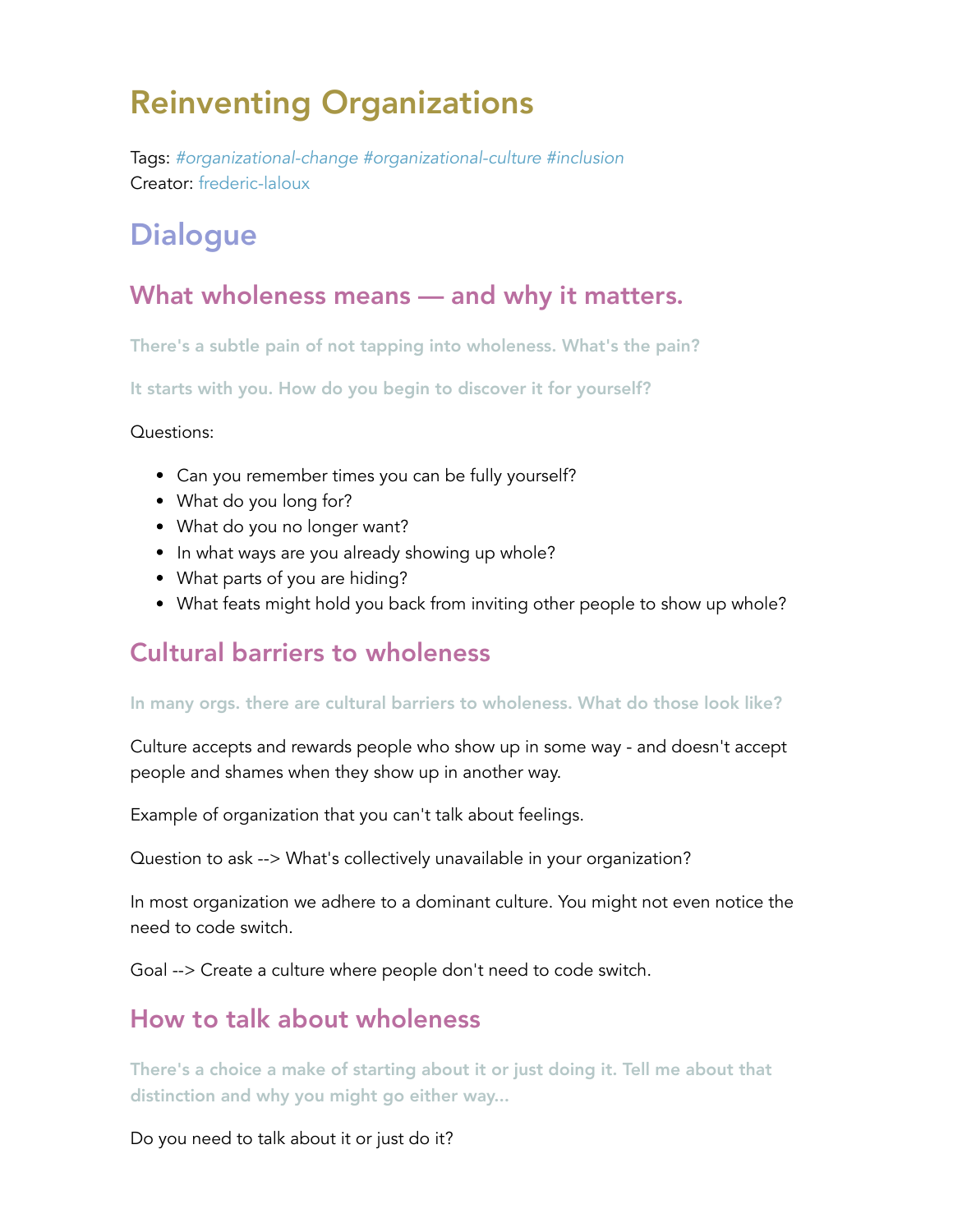# Reinventing Organizations

Tags: *#organizational-change #organizational-culture #inclusion*
Creator: frederic-laloux

## Dialogue

### What wholeness means — and why it matters.

**There's a subtle pain of not tapping into wholeness. What's the pain?**

**It starts with you. How do you begin to discover it for yourself?**

Questions:

- Can you remember times you can be fully yourself?
- What do you long for?
- What do you no longer want?
- In what ways are you already showing up whole?
- What parts of you are hiding?
- What feats might hold you back from inviting other people to show up whole?

### Cultural barriers to wholeness

**In many orgs. there are cultural barriers to wholeness. What do those look like?**

Culture accepts and rewards people who show up in some way - and doesn't accept people and shames when they show up in another way.

Example of organization that you can't talk about feelings.

Question to ask --> What's collectively unavailable in your organization?

In most organization we adhere to a dominant culture. You might not even notice the need to code switch.

Goal --> Create a culture where people don't need to code switch.

### How to talk about wholeness

**There's a choice a make of starting about it or just doing it. Tell me about that distinction and why you might go either way...**

Do you need to talk about it or just do it?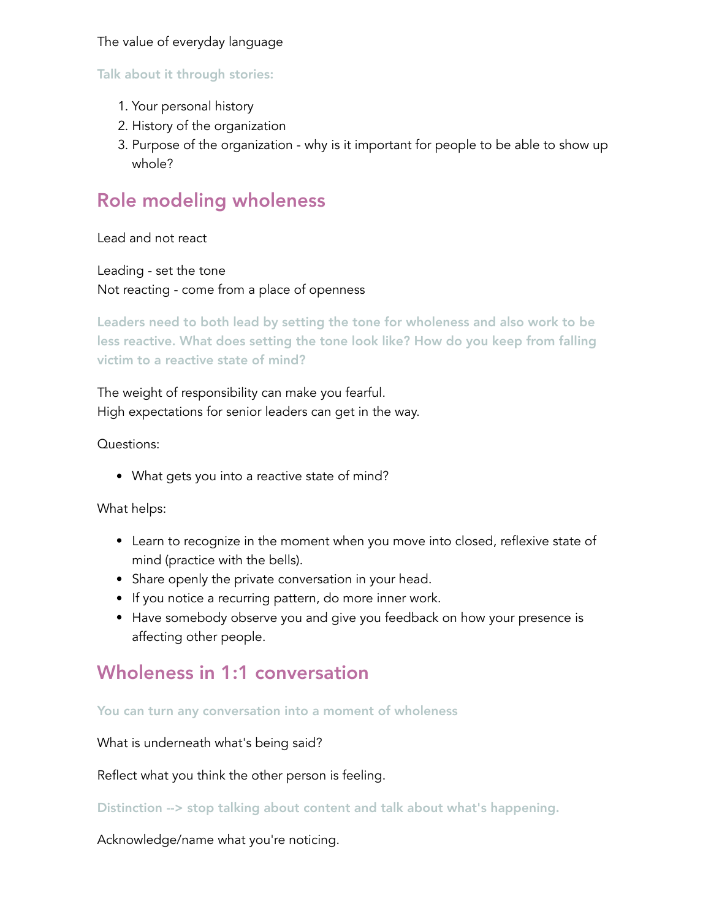The value of everyday language

**Talk about it through stories:**

1. Your personal history
2. History of the organization
3. Purpose of the organization - why is it important for people to be able to show up whole?

## Role modeling wholeness

Lead and not react

Leading - set the tone
Not reacting - come from a place of openness

**Leaders need to both lead by setting the tone for wholeness and also work to be less reactive. What does setting the tone look like? How do you keep from falling victim to a reactive state of mind?**

The weight of responsibility can make you fearful.
High expectations for senior leaders can get in the way.

Questions:

- What gets you into a reactive state of mind?

What helps:

- Learn to recognize in the moment when you move into closed, reflexive state of mind (practice with the bells).
- Share openly the private conversation in your head.
- If you notice a recurring pattern, do more inner work.
- Have somebody observe you and give you feedback on how your presence is affecting other people.

## Wholeness in 1:1 conversation

**You can turn any conversation into a moment of wholeness**

What is underneath what's being said?

Reflect what you think the other person is feeling.

**Distinction --> stop talking about content and talk about what's happening.**

Acknowledge/name what you're noticing.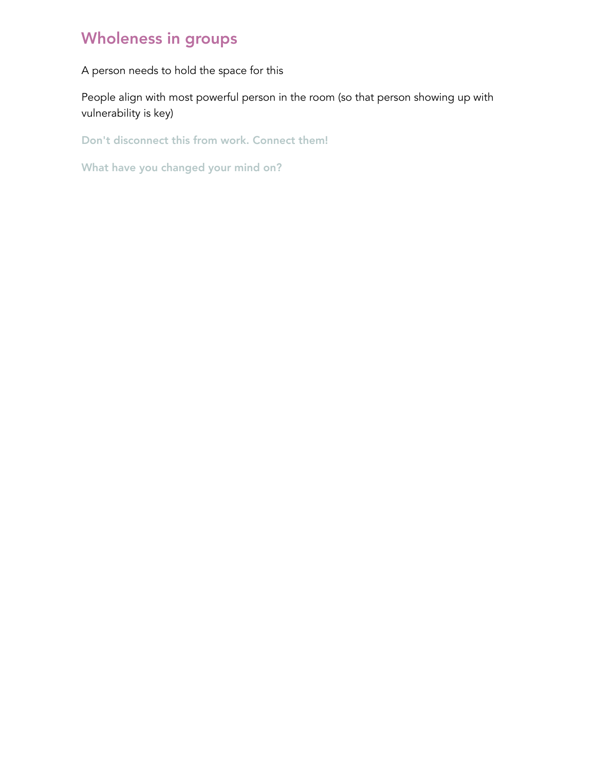## Wholeness in groups

A person needs to hold the space for this

People align with most powerful person in the room (so that person showing up with vulnerability is key)

### Don't disconnect this from work. Connect them!

### What have you changed your mind on?